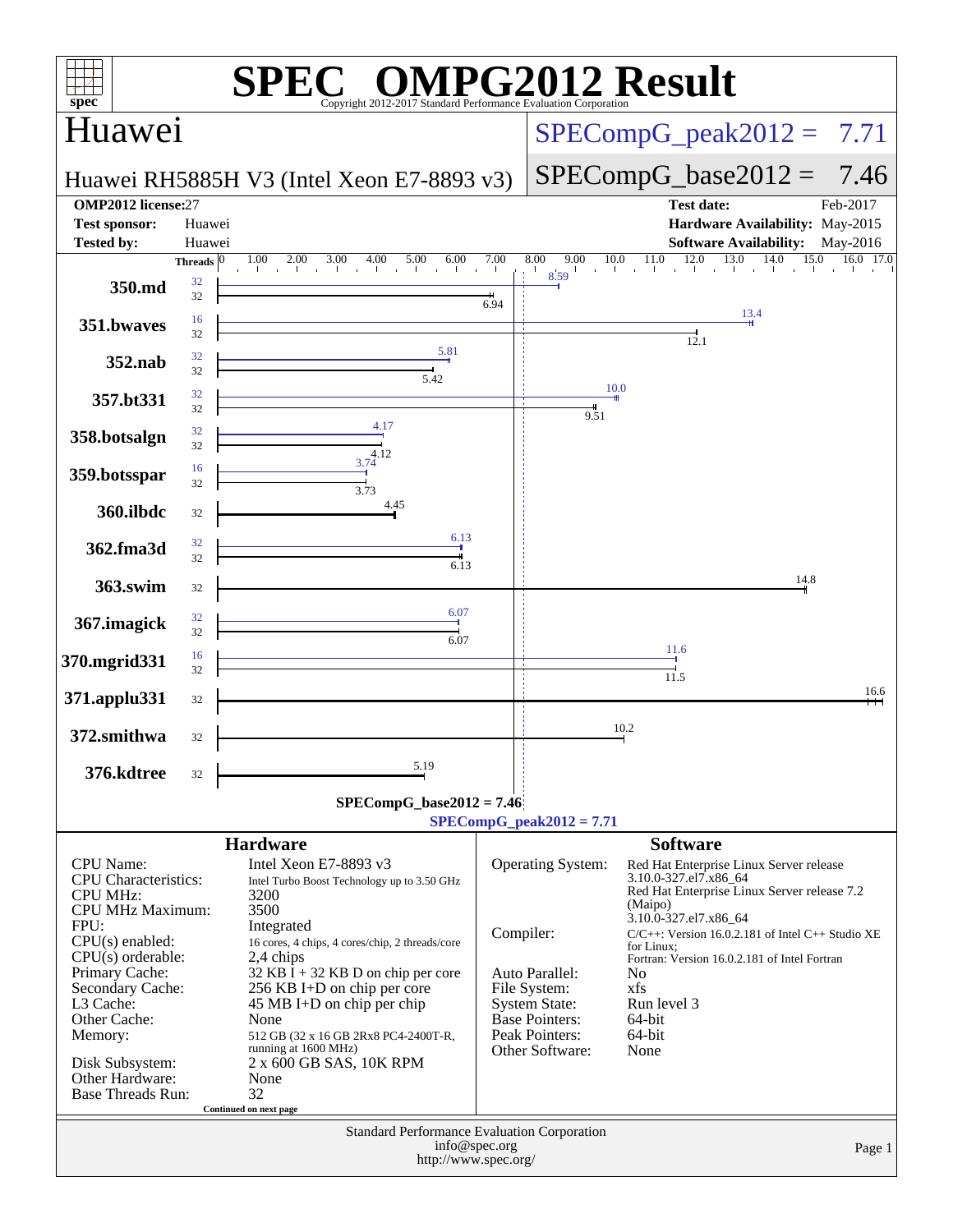# SPEC OMPG2012 Result

Copyright 2012-2017 Standard Performance Evaluation Corporation

## Huawei

**Huawei RH5885H V3 (Intel Xeon E7-8893 v3)**

SPECompG_peak2012 = 7.71

SPECompG_base2012 = 7.46

| | | | |
|---|---|---|---|
| **OMP2012 license:** | 27 | **Test date:** | Feb-2017 |
| **Test sponsor:** | Huawei | **Hardware Availability:** | May-2015 |
| **Tested by:** | Huawei | **Software Availability:** | May-2016 |

| Benchmark | Threads (peak) | Threads (base) | Peak | Base |
|---|---|---|---|---|
| 350.md | 32 | 32 | 8.59 | 6.94 |
| 351.bwaves | 16 | 32 | 13.4 | 12.1 |
| 352.nab | 32 | 32 | 5.81 | 5.42 |
| 357.bt331 | 32 | 32 | 10.0 | 9.51 |
| 358.botsalgn | 32 | 32 | 4.17 | 4.12 |
| 359.botsspar | 16 | 32 | 3.74 | 3.73 |
| 360.ilbdc | | 32 | | 4.45 |
| 362.fma3d | 32 | 32 | 6.13 | 6.13 |
| 363.swim | | 32 | | 14.8 |
| 367.imagick | 32 | 32 | 6.07 | 6.07 |
| 370.mgrid331 | 16 | 32 | 11.6 | 11.5 |
| 371.applu331 | | 32 | | 16.6 |
| 372.smithwa | | 32 | | 10.2 |
| 376.kdtree | | 32 | | 5.19 |

SPECompG_base2012 = 7.46

SPECompG_peak2012 = 7.71

### Hardware

| | |
|---|---|
| CPU Name: | Intel Xeon E7-8893 v3 |
| CPU Characteristics: | Intel Turbo Boost Technology up to 3.50 GHz |
| CPU MHz: | 3200 |
| CPU MHz Maximum: | 3500 |
| FPU: | Integrated |
| CPU(s) enabled: | 16 cores, 4 chips, 4 cores/chip, 2 threads/core |
| CPU(s) orderable: | 2,4 chips |
| Primary Cache: | 32 KB I + 32 KB D on chip per core |
| Secondary Cache: | 256 KB I+D on chip per core |
| L3 Cache: | 45 MB I+D on chip per chip |
| Other Cache: | None |
| Memory: | 512 GB (32 x 16 GB 2Rx8 PC4-2400T-R, running at 1600 MHz) |
| Disk Subsystem: | 2 x 600 GB SAS, 10K RPM |
| Other Hardware: | None |
| Base Threads Run: | 32 |

Continued on next page

### Software

| | |
|---|---|
| Operating System: | Red Hat Enterprise Linux Server release 3.10.0-327.el7.x86_64 Red Hat Enterprise Linux Server release 7.2 (Maipo) 3.10.0-327.el7.x86_64 |
| Compiler: | C/C++: Version 16.0.2.181 of Intel C++ Studio XE for Linux; Fortran: Version 16.0.2.181 of Intel Fortran |
| Auto Parallel: | No |
| File System: | xfs |
| System State: | Run level 3 |
| Base Pointers: | 64-bit |
| Peak Pointers: | 64-bit |
| Other Software: | None |

Standard Performance Evaluation Corporation
info@spec.org
http://www.spec.org/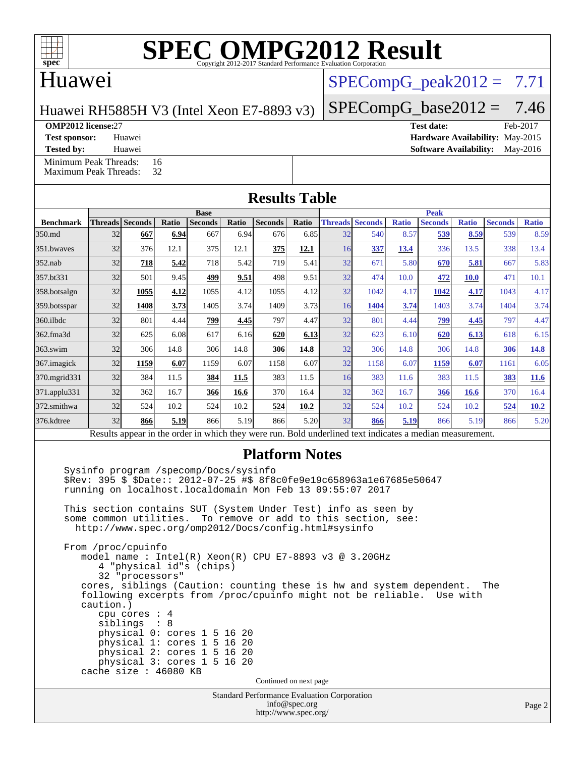# SPEC OMPG2012 Result

Copyright 2012-2017 Standard Performance Evaluation Corporation

## Huawei

Huawei RH5885H V3 (Intel Xeon E7-8893 v3)

SPECompG_peak2012 = 7.71

SPECompG_base2012 = 7.46

**OMP2012 license:** 27
**Test sponsor:** Huawei
**Tested by:** Huawei

**Test date:** Feb-2017
**Hardware Availability:** May-2015
**Software Availability:** May-2016

Minimum Peak Threads: 16
Maximum Peak Threads: 32

## Results Table

| Benchmark | Base | | | | | | | Peak | | | | | | |
|---|---|---|---|---|---|---|---|---|---|---|---|---|---|---|
| | Threads | Seconds | Ratio | Seconds | Ratio | Seconds | Ratio | Threads | Seconds | Ratio | Seconds | Ratio | Seconds | Ratio |
| 350.md | 32 | **667** | **6.94** | 667 | 6.94 | 676 | 6.85 | 32 | 540 | 8.57 | **539** | **8.59** | 539 | 8.59 |
| 351.bwaves | 32 | 376 | 12.1 | 375 | 12.1 | **375** | **12.1** | 16 | **337** | **13.4** | 336 | 13.5 | 338 | 13.4 |
| 352.nab | 32 | **718** | **5.42** | 718 | 5.42 | 719 | 5.41 | 32 | 671 | 5.80 | **670** | **5.81** | 667 | 5.83 |
| 357.bt331 | 32 | 501 | 9.45 | **499** | **9.51** | 498 | 9.51 | 32 | 474 | 10.0 | **472** | **10.0** | 471 | 10.1 |
| 358.botsalgn | 32 | **1055** | **4.12** | 1055 | 4.12 | 1055 | 4.12 | 32 | 1042 | 4.17 | **1042** | **4.17** | 1043 | 4.17 |
| 359.botsspar | 32 | **1408** | **3.73** | 1405 | 3.74 | 1409 | 3.73 | 16 | **1404** | **3.74** | 1403 | 3.74 | 1404 | 3.74 |
| 360.ilbdc | 32 | 801 | 4.44 | **799** | **4.45** | 797 | 4.47 | 32 | 801 | 4.44 | **799** | **4.45** | 797 | 4.47 |
| 362.fma3d | 32 | 625 | 6.08 | 617 | 6.16 | **620** | **6.13** | 32 | 623 | 6.10 | **620** | **6.13** | 618 | 6.15 |
| 363.swim | 32 | 306 | 14.8 | 306 | 14.8 | **306** | **14.8** | 32 | 306 | 14.8 | 306 | 14.8 | **306** | **14.8** |
| 367.imagick | 32 | **1159** | **6.07** | 1159 | 6.07 | 1158 | 6.07 | 32 | 1158 | 6.07 | **1159** | **6.07** | 1161 | 6.05 |
| 370.mgrid331 | 32 | 384 | 11.5 | **384** | **11.5** | 383 | 11.5 | 16 | 383 | 11.6 | 383 | 11.5 | **383** | **11.6** |
| 371.applu331 | 32 | 362 | 16.7 | **366** | **16.6** | 370 | 16.4 | 32 | 362 | 16.7 | **366** | **16.6** | 370 | 16.4 |
| 372.smithwa | 32 | 524 | 10.2 | 524 | 10.2 | **524** | **10.2** | 32 | 524 | 10.2 | 524 | 10.2 | **524** | **10.2** |
| 376.kdtree | 32 | **866** | **5.19** | 866 | 5.19 | 866 | 5.20 | 32 | **866** | **5.19** | 866 | 5.19 | 866 | 5.20 |

Results appear in the order in which they were run. Bold underlined text indicates a median measurement.

## Platform Notes

```
Sysinfo program /specomp/Docs/sysinfo
$Rev: 395 $ $Date:: 2012-07-25 #$ 8f8c0fe9e19c658963a1e67685e50647
running on localhost.localdomain Mon Feb 13 09:55:07 2017

This section contains SUT (System Under Test) info as seen by
some common utilities.  To remove or add to this section, see:
  http://www.spec.org/omp2012/Docs/config.html#sysinfo

From /proc/cpuinfo
   model name : Intel(R) Xeon(R) CPU E7-8893 v3 @ 3.20GHz
      4 "physical id"s (chips)
      32 "processors"
   cores, siblings (Caution: counting these is hw and system dependent.  The
   following excerpts from /proc/cpuinfo might not be reliable.  Use with
   caution.)
      cpu cores : 4
      siblings  : 8
      physical 0: cores 1 5 16 20
      physical 1: cores 1 5 16 20
      physical 2: cores 1 5 16 20
      physical 3: cores 1 5 16 20
   cache size : 46080 KB
```

Continued on next page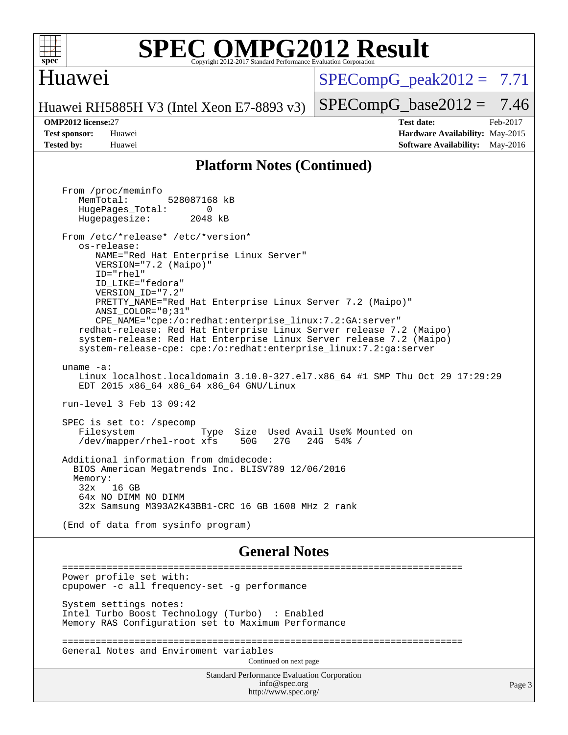# SPEC OMPG2012 Result

Copyright 2012-2017 Standard Performance Evaluation Corporation

## Huawei

Huawei RH5885H V3 (Intel Xeon E7-8893 v3)

SPECompG_peak2012 = 7.71

SPECompG_base2012 = 7.46

**OMP2012 license:** 27
**Test sponsor:** Huawei
**Tested by:** Huawei

**Test date:** Feb-2017
**Hardware Availability:** May-2015
**Software Availability:** May-2016

## Platform Notes (Continued)

```
From /proc/meminfo
   MemTotal:       528087168 kB
   HugePages_Total:       0
   Hugepagesize:       2048 kB

From /etc/*release* /etc/*version*
   os-release:
      NAME="Red Hat Enterprise Linux Server"
      VERSION="7.2 (Maipo)"
      ID="rhel"
      ID_LIKE="fedora"
      VERSION_ID="7.2"
      PRETTY_NAME="Red Hat Enterprise Linux Server 7.2 (Maipo)"
      ANSI_COLOR="0;31"
      CPE_NAME="cpe:/o:redhat:enterprise_linux:7.2:GA:server"
   redhat-release: Red Hat Enterprise Linux Server release 7.2 (Maipo)
   system-release: Red Hat Enterprise Linux Server release 7.2 (Maipo)
   system-release-cpe: cpe:/o:redhat:enterprise_linux:7.2:ga:server

uname -a:
   Linux localhost.localdomain 3.10.0-327.el7.x86_64 #1 SMP Thu Oct 29 17:29:29
   EDT 2015 x86_64 x86_64 x86_64 GNU/Linux

run-level 3 Feb 13 09:42

SPEC is set to: /specomp
   Filesystem            Type  Size  Used Avail Use% Mounted on
   /dev/mapper/rhel-root xfs    50G   27G   24G  54% /

Additional information from dmidecode:
  BIOS American Megatrends Inc. BLISV789 12/06/2016
  Memory:
   32x   16 GB
   64x NO DIMM NO DIMM
   32x Samsung M393A2K43BB1-CRC 16 GB 1600 MHz 2 rank

(End of data from sysinfo program)
```

## General Notes

```
========================================================================
Power profile set with:
cpupower -c all frequency-set -g performance

System settings notes:
Intel Turbo Boost Technology (Turbo)  : Enabled
Memory RAS Configuration set to Maximum Performance

========================================================================
General Notes and Enviroment variables
```

Continued on next page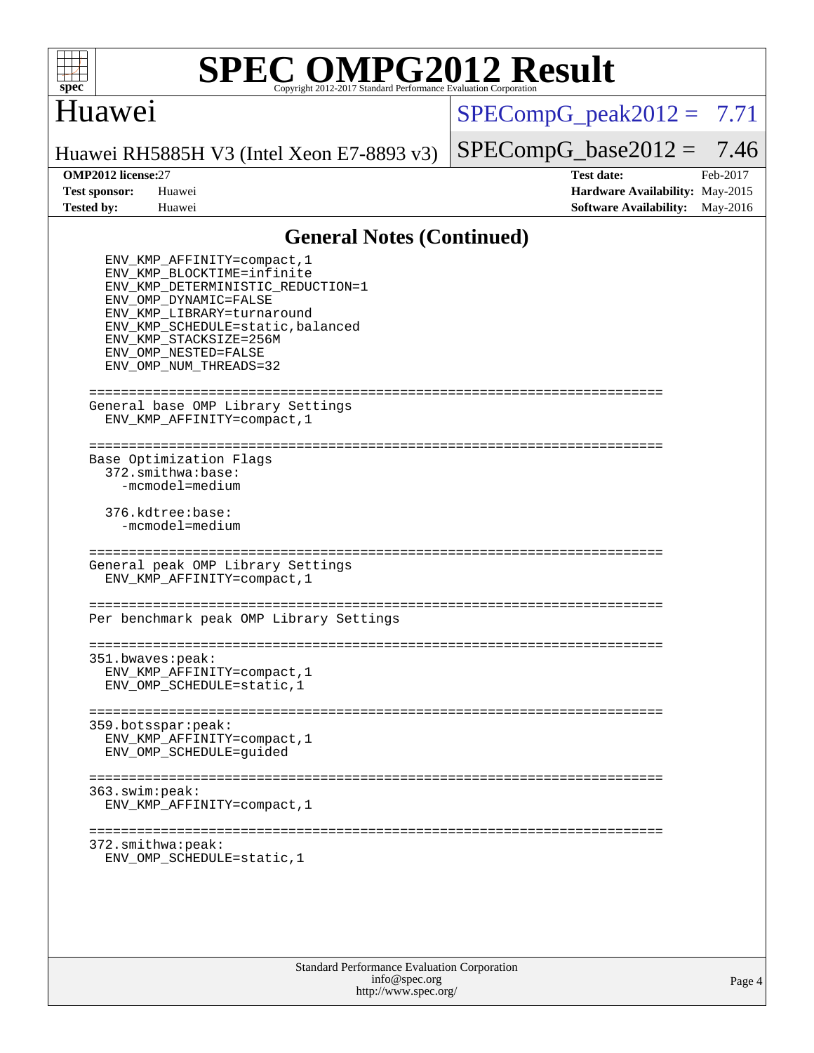# SPEC OMPG2012 Result

Copyright 2012-2017 Standard Performance Evaluation Corporation

## Huawei

Huawei RH5885H V3 (Intel Xeon E7-8893 v3)

SPECompG_peak2012 = 7.71

SPECompG_base2012 = 7.46

| | | | |
|---|---|---|---|
| **OMP2012 license:** | 27 | **Test date:** | Feb-2017 |
| **Test sponsor:** | Huawei | **Hardware Availability:** | May-2015 |
| **Tested by:** | Huawei | **Software Availability:** | May-2016 |

## General Notes (Continued)

```
  ENV_KMP_AFFINITY=compact,1
  ENV_KMP_BLOCKTIME=infinite
  ENV_KMP_DETERMINISTIC_REDUCTION=1
  ENV_OMP_DYNAMIC=FALSE
  ENV_KMP_LIBRARY=turnaround
  ENV_KMP_SCHEDULE=static,balanced
  ENV_KMP_STACKSIZE=256M
  ENV_OMP_NESTED=FALSE
  ENV_OMP_NUM_THREADS=32

========================================================================
General base OMP Library Settings
  ENV_KMP_AFFINITY=compact,1

========================================================================
Base Optimization Flags
  372.smithwa:base:
    -mcmodel=medium

  376.kdtree:base:
    -mcmodel=medium

========================================================================
General peak OMP Library Settings
  ENV_KMP_AFFINITY=compact,1

========================================================================
Per benchmark peak OMP Library Settings

========================================================================
351.bwaves:peak:
  ENV_KMP_AFFINITY=compact,1
  ENV_OMP_SCHEDULE=static,1

========================================================================
359.botsspar:peak:
  ENV_KMP_AFFINITY=compact,1
  ENV_OMP_SCHEDULE=guided

========================================================================
363.swim:peak:
  ENV_KMP_AFFINITY=compact,1

========================================================================
372.smithwa:peak:
  ENV_OMP_SCHEDULE=static,1
```

Standard Performance Evaluation Corporation
info@spec.org
http://www.spec.org/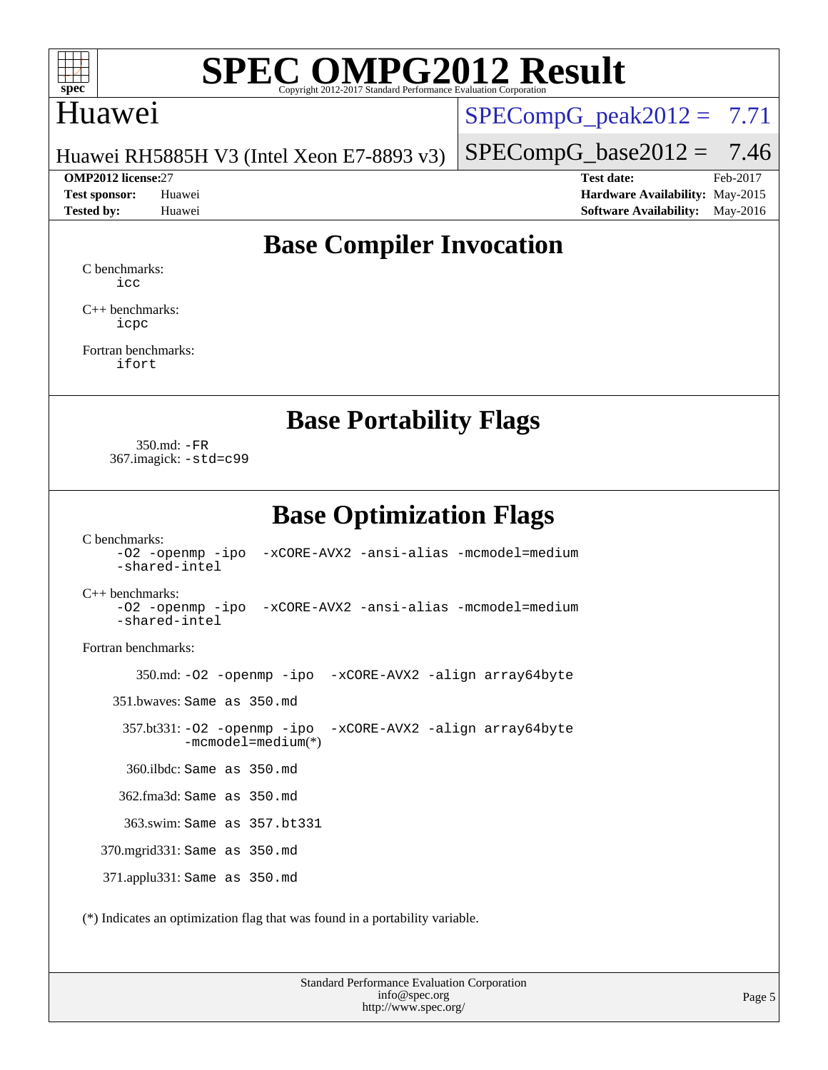# SPEC OMPG2012 Result

Copyright 2012-2017 Standard Performance Evaluation Corporation

## Huawei

Huawei RH5885H V3 (Intel Xeon E7-8893 v3)

SPECompG_peak2012 = 7.71

SPECompG_base2012 = 7.46

| | | | |
|---|---|---|---|
| **OMP2012 license:** | 27 | **Test date:** | Feb-2017 |
| **Test sponsor:** | Huawei | **Hardware Availability:** | May-2015 |
| **Tested by:** | Huawei | **Software Availability:** | May-2016 |

## Base Compiler Invocation

C benchmarks:
`icc`

C++ benchmarks:
`icpc`

Fortran benchmarks:
`ifort`

## Base Portability Flags

350.md: `-FR`
367.imagick: `-std=c99`

## Base Optimization Flags

C benchmarks:
`-O2 -openmp -ipo -xCORE-AVX2 -ansi-alias -mcmodel=medium -shared-intel`

C++ benchmarks:
`-O2 -openmp -ipo -xCORE-AVX2 -ansi-alias -mcmodel=medium -shared-intel`

Fortran benchmarks:

350.md: `-O2 -openmp -ipo -xCORE-AVX2 -align array64byte`

351.bwaves: Same as 350.md

357.bt331: `-O2 -openmp -ipo -xCORE-AVX2 -align array64byte -mcmodel=medium`(*)

360.ilbdc: Same as 350.md

362.fma3d: Same as 350.md

363.swim: Same as 357.bt331

370.mgrid331: Same as 350.md

371.applu331: Same as 350.md

(*) Indicates an optimization flag that was found in a portability variable.

Standard Performance Evaluation Corporation
info@spec.org
http://www.spec.org/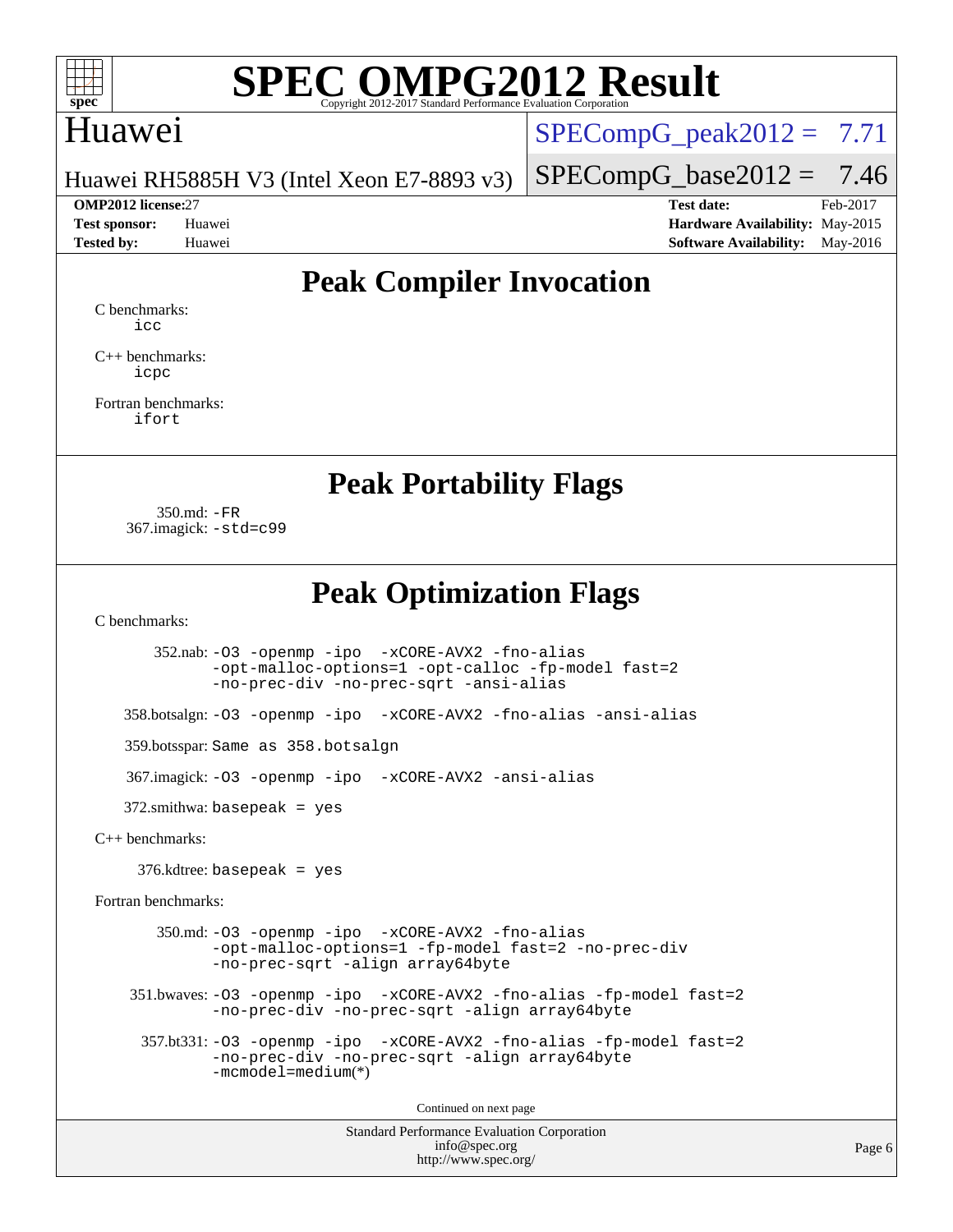# SPEC OMPG2012 Result

Copyright 2012-2017 Standard Performance Evaluation Corporation

## Huawei

Huawei RH5885H V3 (Intel Xeon E7-8893 v3)

SPECompG_peak2012 = 7.71

SPECompG_base2012 = 7.46

**OMP2012 license:** 27
**Test sponsor:** Huawei
**Tested by:** Huawei

**Test date:** Feb-2017
**Hardware Availability:** May-2015
**Software Availability:** May-2016

## Peak Compiler Invocation

C benchmarks:
`icc`

C++ benchmarks:
`icpc`

Fortran benchmarks:
`ifort`

## Peak Portability Flags

350.md: `-FR`
367.imagick: `-std=c99`

## Peak Optimization Flags

C benchmarks:

352.nab: `-O3 -openmp -ipo -xCORE-AVX2 -fno-alias -opt-malloc-options=1 -opt-calloc -fp-model fast=2 -no-prec-div -no-prec-sqrt -ansi-alias`

358.botsalgn: `-O3 -openmp -ipo -xCORE-AVX2 -fno-alias -ansi-alias`

359.botsspar: `Same as 358.botsalgn`

367.imagick: `-O3 -openmp -ipo -xCORE-AVX2 -ansi-alias`

372.smithwa: `basepeak = yes`

C++ benchmarks:

376.kdtree: `basepeak = yes`

Fortran benchmarks:

350.md: `-O3 -openmp -ipo -xCORE-AVX2 -fno-alias -opt-malloc-options=1 -fp-model fast=2 -no-prec-div -no-prec-sqrt -align array64byte`

351.bwaves: `-O3 -openmp -ipo -xCORE-AVX2 -fno-alias -fp-model fast=2 -no-prec-div -no-prec-sqrt -align array64byte`

357.bt331: `-O3 -openmp -ipo -xCORE-AVX2 -fno-alias -fp-model fast=2 -no-prec-div -no-prec-sqrt -align array64byte -mcmodel=medium(*)`

Continued on next page

Standard Performance Evaluation Corporation
info@spec.org
http://www.spec.org/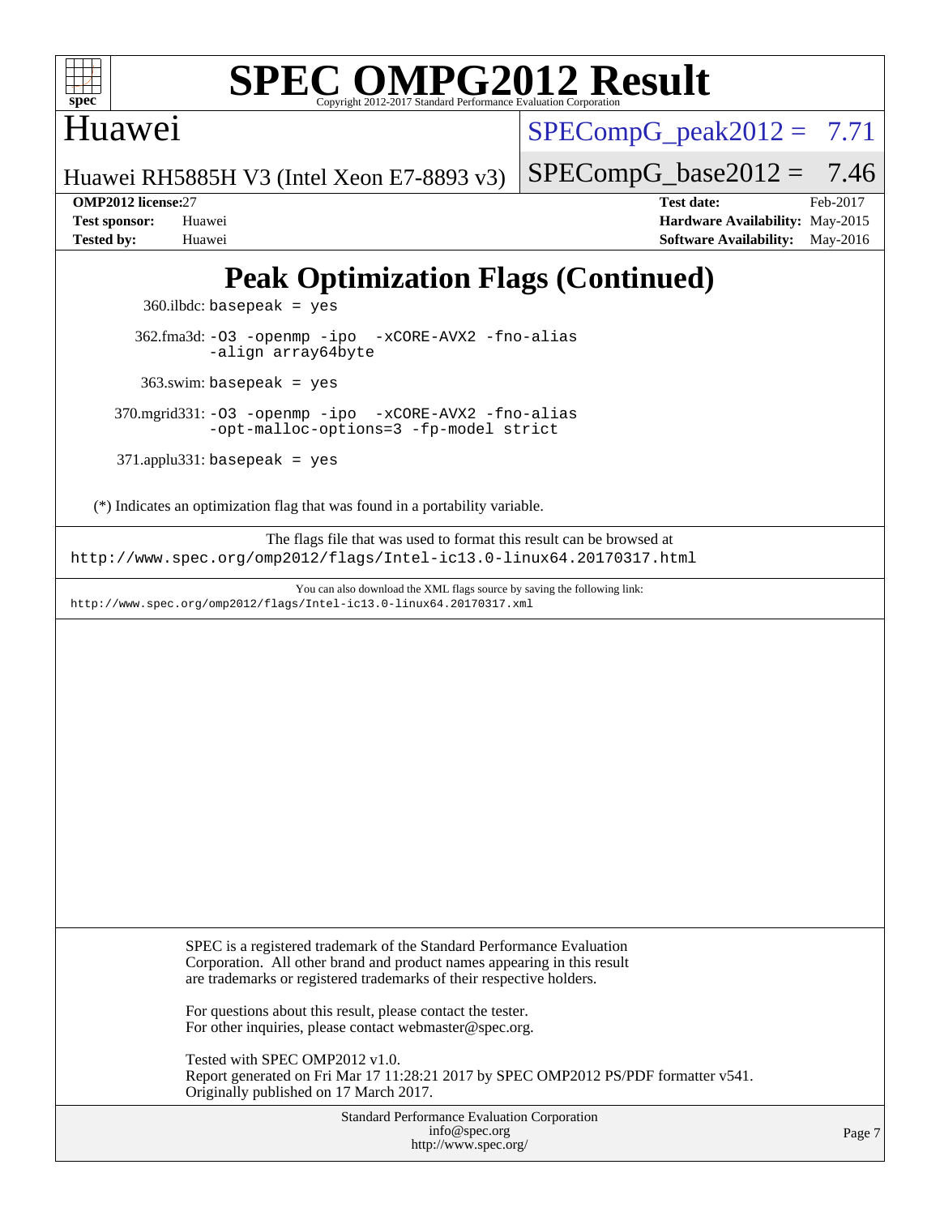# Peak Optimization Flags (Continued)

360.ilbdc: `basepeak = yes`

362.fma3d: `-O3 -openmp -ipo -xCORE-AVX2 -fno-alias -align array64byte`

363.swim: `basepeak = yes`

370.mgrid331: `-O3 -openmp -ipo -xCORE-AVX2 -fno-alias -opt-malloc-options=3 -fp-model strict`

371.applu331: `basepeak = yes`

(*) Indicates an optimization flag that was found in a portability variable.

The flags file that was used to format this result can be browsed at
http://www.spec.org/omp2012/flags/Intel-ic13.0-linux64.20170317.html

You can also download the XML flags source by saving the following link:
http://www.spec.org/omp2012/flags/Intel-ic13.0-linux64.20170317.xml

SPEC is a registered trademark of the Standard Performance Evaluation Corporation. All other brand and product names appearing in this result are trademarks or registered trademarks of their respective holders.

For questions about this result, please contact the tester.
For other inquiries, please contact webmaster@spec.org.

Tested with SPEC OMP2012 v1.0.
Report generated on Fri Mar 17 11:28:21 2017 by SPEC OMP2012 PS/PDF formatter v541.
Originally published on 17 March 2017.